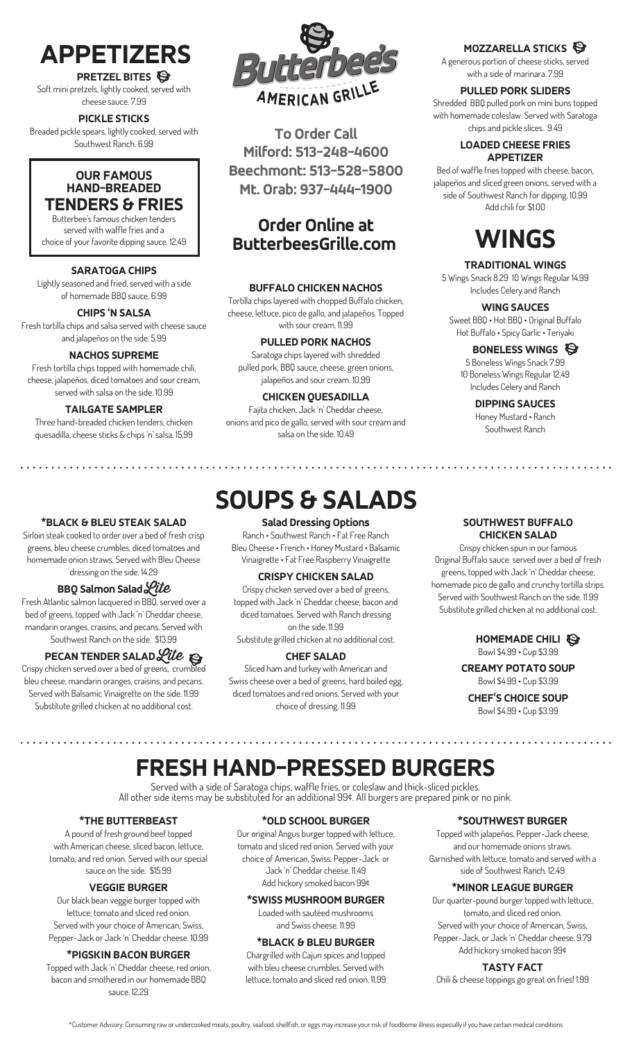# APPETIZERS

### PRETZEL BITES
Soft mini pretzels, lightly cooked, served with cheese sauce. 7.99

### PICKLE STICKS
Breaded pickle spears, lightly cooked, served with Southwest Ranch. 6.99

### OUR FAMOUS HAND-BREADED TENDERS & FRIES
Butterbee's famous chicken tenders served with waffle fries and a choice of your favorite dipping sauce. 12.49

### SARATOGA CHIPS
Lightly seasoned and fried, served with a side of homemade BBQ sauce. 6.99

### CHIPS 'N SALSA
Fresh tortilla chips and salsa served with cheese sauce and jalapeños on the side. 5.99

### NACHOS SUPREME
Fresh tortilla chips topped with homemade chili, cheese, jalapeños, diced tomatoes and sour cream, served with salsa on the side. 10.99

### TAILGATE SAMPLER
Three hand-breaded chicken tenders, chicken quesadilla, cheese sticks & chips 'n' salsa. 15.99

**Butterbee's AMERICAN GRILLE**

**To Order Call**
**Milford: 513-248-4600**
**Beechmont: 513-528-5800**
**Mt. Orab: 937-444-1900**

## Order Online at ButterbeesGrille.com

### BUFFALO CHICKEN NACHOS
Tortilla chips layered with chopped Buffalo chicken, cheese, lettuce, pico de gallo, and jalapeños. Topped with sour cream. 11.99

### PULLED PORK NACHOS
Saratoga chips layered with shredded pulled pork, BBQ sauce, cheese, green onions, jalapeños and sour cream. 10.99

### CHICKEN QUESADILLA
Fajita chicken, Jack 'n' Cheddar cheese, onions and pico de gallo, served with sour cream and salsa on the side. 10.49

### MOZZARELLA STICKS
A generous portion of cheese sticks, served with a side of marinara. 7.99

### PULLED PORK SLIDERS
Shredded BBQ pulled pork on mini buns topped with homemade coleslaw. Served with Saratoga chips and pickle slices. 9.49

### LOADED CHEESE FRIES APPETIZER
Bed of waffle fries topped with cheese, bacon, jalapeños and sliced green onions, served with a side of Southwest Ranch for dipping. 10.99
Add chili for $1.00

# WINGS

### TRADITIONAL WINGS
5 Wings Snack 8.29 10 Wings Regular 14.99
Includes Celery and Ranch

### WING SAUCES
Sweet BBQ • Hot BBQ • Original Buffalo
Hot Buffalo • Spicy Garlic • Teriyaki

### BONELESS WINGS
5 Boneless Wings Snack 7.99
10 Boneless Wings Regular 12.49
Includes Celery and Ranch

### DIPPING SAUCES
Honey Mustard • Ranch
Southwest Ranch

# SOUPS & SALADS

### *BLACK & BLEU STEAK SALAD
Sirloin steak cooked to order over a bed of fresh crisp greens, bleu cheese crumbles, diced tomatoes and homemade onion straws. Served with Bleu Cheese dressing on the side. 14.29

### BBQ Salmon Salad *Lite*
Fresh Atlantic salmon lacquered in BBQ, served over a bed of greens, topped with Jack 'n' Cheddar cheese, mandarin oranges, craisins, and pecans. Served with Southwest Ranch on the side. $13.99

### PECAN TENDER SALAD *Lite*
Crispy chicken served over a bed of greens, crumbled bleu cheese, mandarin oranges, craisins, and pecans. Served with Balsamic Vinaigrette on the side. 11.99
Substitute grilled chicken at no additional cost.

### Salad Dressing Options
Ranch • Southwest Ranch • Fat Free Ranch
Bleu Cheese • French • Honey Mustard • Balsamic Vinaigrette • Fat Free Raspberry Vinaigrette

### CRISPY CHICKEN SALAD
Crispy chicken served over a bed of greens, topped with Jack 'n' Cheddar cheese, bacon and diced tomatoes. Served with Ranch dressing on the side. 11.99
Substitute grilled chicken at no additional cost.

### CHEF SALAD
Sliced ham and turkey with American and Swiss cheese over a bed of greens, hard boiled egg, diced tomatoes and red onions. Served with your choice of dressing. 11.99

### SOUTHWEST BUFFALO CHICKEN SALAD
Crispy chicken spun in our famous Original Buffalo sauce served over a bed of fresh greens, topped with Jack 'n' Cheddar cheese, homemade pico de gallo and crunchy tortilla strips. Served with Southwest Ranch on the side. 11.99
Substitute grilled chicken at no additional cost.

### HOMEMADE CHILI
Bowl $4.99 • Cup $3.99

### CREAMY POTATO SOUP
Bowl $4.99 • Cup $3.99

### CHEF'S CHOICE SOUP
Bowl $4.99 • Cup $3.99

# FRESH HAND-PRESSED BURGERS

Served with a side of Saratoga chips, waffle fries, or coleslaw and thick-sliced pickles.
All other side items may be substituted for an additional 99¢. All burgers are prepared pink or no pink.

### *THE BUTTERBEAST
A pound of fresh ground beef topped with American cheese, sliced bacon, lettuce, tomato, and red onion. Served with our special sauce on the side. $15.99

### VEGGIE BURGER
Our black bean veggie burger topped with lettuce, tomato and sliced red onion. Served with your choice of American, Swiss, Pepper-Jack or Jack 'n' Cheddar cheese. 10.99

### *PIGSKIN BACON BURGER
Topped with Jack 'n' Cheddar cheese, red onion, bacon and smothered in our homemade BBQ sauce. 12.29

### *OLD SCHOOL BURGER
Our original Angus burger topped with lettuce, tomato and sliced red onion. Served with your choice of American, Swiss, Pepper-Jack or Jack 'n' Cheddar cheese. 11.49
Add hickory smoked bacon 99¢

### *SWISS MUSHROOM BURGER
Loaded with sautéed mushrooms and Swiss cheese. 11.99

### *BLACK & BLEU BURGER
Chargrilled with Cajun spices and topped with bleu cheese crumbles. Served with lettuce, tomato and sliced red onion. 11.99

### *SOUTHWEST BURGER
Topped with jalapeños, Pepper-Jack cheese, and our homemade onions straws. Garnished with lettuce, tomato and served with a side of Southwest Ranch. 12.49

### *MINOR LEAGUE BURGER
Our quarter-pound burger topped with lettuce, tomato, and sliced red onion. Served with your choice of American, Swiss, Pepper-Jack, or Jack 'n' Cheddar cheese. 9.79
Add hickory smoked bacon 99¢

### TASTY FACT
Chili & cheese toppings go great on fries! 1.99

*Customer Advisory: Consuming raw or undercooked meats, poultry, seafood, shellfish, or eggs may increase your risk of foodborne illness especially if you have certain medical conditions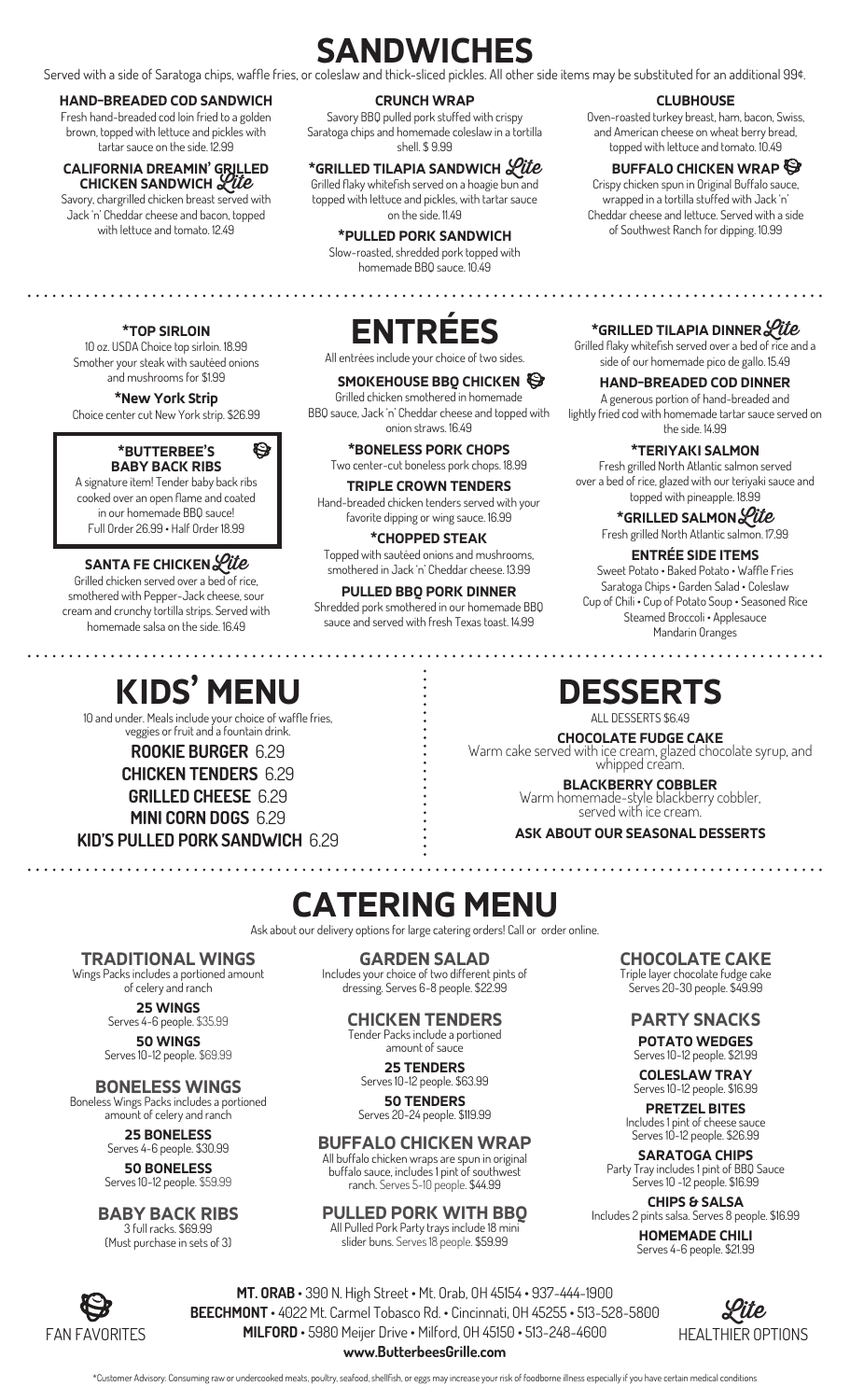# SANDWICHES

Served with a side of Saratoga chips, waffle fries, or coleslaw and thick-sliced pickles. All other side items may be substituted for an additional 99¢.

### HAND-BREADED COD SANDWICH
Fresh hand-breaded cod loin fried to a golden brown, topped with lettuce and pickles with tartar sauce on the side. 12.99

### CALIFORNIA DREAMIN' GRILLED CHICKEN SANDWICH *Lite*
Savory, chargrilled chicken breast served with Jack 'n' Cheddar cheese and bacon, topped with lettuce and tomato. 12.49

### CRUNCH WRAP
Savory BBQ pulled pork stuffed with crispy Saratoga chips and homemade coleslaw in a tortilla shell. $ 9.99

### *GRILLED TILAPIA SANDWICH *Lite*
Grilled flaky whitefish served on a hoagie bun and topped with lettuce and pickles, with tartar sauce on the side. 11.49

### *PULLED PORK SANDWICH
Slow-roasted, shredded pork topped with homemade BBQ sauce. 10.49

### CLUBHOUSE
Oven-roasted turkey breast, ham, bacon, Swiss, and American cheese on wheat berry bread, topped with lettuce and tomato. 10.49

### BUFFALO CHICKEN WRAP (Fan Favorite)
Crispy chicken spun in Original Buffalo sauce, wrapped in a tortilla stuffed with Jack 'n' Cheddar cheese and lettuce. Served with a side of Southwest Ranch for dipping. 10.99

# ENTRÉES

All entrées include your choice of two sides.

### *TOP SIRLOIN
10 oz. USDA Choice top sirloin. 18.99
Smother your steak with sautéed onions and mushrooms for $1.99

### *New York Strip
Choice center cut New York strip. $26.99

### *BUTTERBEE'S BABY BACK RIBS (Fan Favorite)
A signature item! Tender baby back ribs cooked over an open flame and coated in our homemade BBQ sauce!
Full Order 26.99 • Half Order 18.99

### SANTA FE CHICKEN *Lite*
Grilled chicken served over a bed of rice, smothered with Pepper-Jack cheese, sour cream and crunchy tortilla strips. Served with homemade salsa on the side. 16.49

### SMOKEHOUSE BBQ CHICKEN (Fan Favorite)
Grilled chicken smothered in homemade BBQ sauce, Jack 'n' Cheddar cheese and topped with onion straws. 16.49

### *BONELESS PORK CHOPS
Two center-cut boneless pork chops. 18.99

### TRIPLE CROWN TENDERS
Hand-breaded chicken tenders served with your favorite dipping or wing sauce. 16.99

### *CHOPPED STEAK
Topped with sautéed onions and mushrooms, smothered in Jack 'n' Cheddar cheese. 13.99

### PULLED BBQ PORK DINNER
Shredded pork smothered in our homemade BBQ sauce and served with fresh Texas toast. 14.99

### *GRILLED TILAPIA DINNER *Lite*
Grilled flaky whitefish served over a bed of rice and a side of our homemade pico de gallo. 15.49

### HAND-BREADED COD DINNER
A generous portion of hand-breaded and lightly fried cod with homemade tartar sauce served on the side. 14.99

### *TERIYAKI SALMON
Fresh grilled North Atlantic salmon served over a bed of rice, glazed with our teriyaki sauce and topped with pineapple. 18.99

### *GRILLED SALMON *Lite*
Fresh grilled North Atlantic salmon. 17.99

### ENTRÉE SIDE ITEMS
Sweet Potato • Baked Potato • Waffle Fries
Saratoga Chips • Garden Salad • Coleslaw
Cup of Chili • Cup of Potato Soup • Seasoned Rice
Steamed Broccoli • Applesauce
Mandarin Oranges

# KIDS' MENU

10 and under. Meals include your choice of waffle fries, veggies or fruit and a fountain drink.

**ROOKIE BURGER** 6.29
**CHICKEN TENDERS** 6.29
**GRILLED CHEESE** 6.29
**MINI CORN DOGS** 6.29
**KID'S PULLED PORK SANDWICH** 6.29

# DESSERTS

ALL DESSERTS $6.49

### CHOCOLATE FUDGE CAKE
Warm cake served with ice cream, glazed chocolate syrup, and whipped cream.

### BLACKBERRY COBBLER
Warm homemade-style blackberry cobbler, served with ice cream.

**ASK ABOUT OUR SEASONAL DESSERTS**

# CATERING MENU

Ask about our delivery options for large catering orders! Call or order online.

## TRADITIONAL WINGS
Wings Packs includes a portioned amount of celery and ranch

**25 WINGS**
Serves 4-6 people. $35.99

**50 WINGS**
Serves 10-12 people. $69.99

## BONELESS WINGS
Boneless Wings Packs includes a portioned amount of celery and ranch

**25 BONELESS**
Serves 4-6 people. $30.99

**50 BONELESS**
Serves 10-12 people. $59.99

## BABY BACK RIBS
3 full racks. $69.99
(Must purchase in sets of 3)

## GARDEN SALAD
Includes your choice of two different pints of dressing. Serves 6-8 people. $22.99

## CHICKEN TENDERS
Tender Packs include a portioned amount of sauce

**25 TENDERS**
Serves 10-12 people. $63.99

**50 TENDERS**
Serves 20-24 people. $119.99

## BUFFALO CHICKEN WRAP
All buffalo chicken wraps are spun in original buffalo sauce, includes 1 pint of southwest ranch. Serves 5-10 people. $44.99

## PULLED PORK WITH BBQ
All Pulled Pork Party trays include 18 mini slider buns. Serves 18 people. $59.99

## CHOCOLATE CAKE
Triple layer chocolate fudge cake
Serves 20-30 people. $49.99

## PARTY SNACKS

**POTATO WEDGES**
Serves 10-12 people. $21.99

**COLESLAW TRAY**
Serves 10-12 people. $16.99

**PRETZEL BITES**
Includes 1 pint of cheese sauce
Serves 10-12 people. $26.99

**SARATOGA CHIPS**
Party Tray includes 1 pint of BBQ Sauce
Serves 10 -12 people. $16.99

**CHIPS & SALSA**
Includes 2 pints salsa. Serves 8 people. $16.99

**HOMEMADE CHILI**
Serves 4-6 people. $21.99

FAN FAVORITES

**MT. ORAB** • 390 N. High Street • Mt. Orab, OH 45154 • 937-444-1900
**BEECHMONT** • 4022 Mt. Carmel Tobasco Rd. • Cincinnati, OH 45255 • 513-528-5800
**MILFORD** • 5980 Meijer Drive • Milford, OH 45150 • 513-248-4600

**www.ButterbeesGrille.com**

*Lite* HEALTHIER OPTIONS

*Customer Advisory: Consuming raw or undercooked meats, poultry, seafood, shellfish, or eggs may increase your risk of foodborne illness especially if you have certain medical conditions